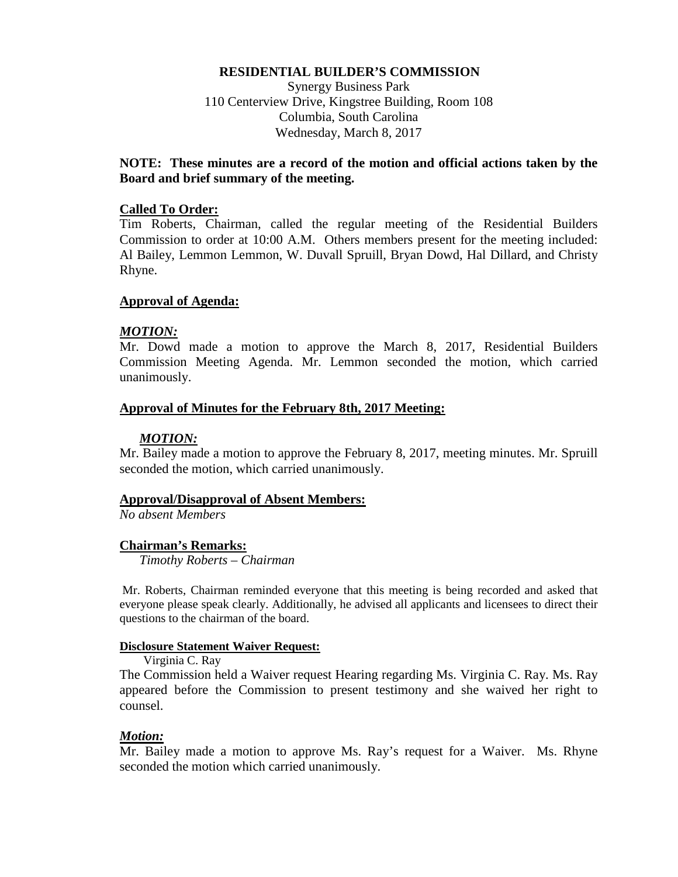**RESIDENTIAL BUILDER'S COMMISSION**

Synergy Business Park
110 Centerview Drive, Kingstree Building, Room 108
Columbia, South Carolina
Wednesday, March 8, 2017

**NOTE: These minutes are a record of the motion and official actions taken by the Board and brief summary of the meeting.**

**Called To Order:**

Tim Roberts, Chairman, called the regular meeting of the Residential Builders Commission to order at 10:00 A.M. Others members present for the meeting included: Al Bailey, Lemmon Lemmon, W. Duvall Spruill, Bryan Dowd, Hal Dillard, and Christy Rhyne.

**Approval of Agenda:**

***MOTION:***

Mr. Dowd made a motion to approve the March 8, 2017, Residential Builders Commission Meeting Agenda. Mr. Lemmon seconded the motion, which carried unanimously.

**Approval of Minutes for the February 8th, 2017 Meeting:**

***MOTION:***

Mr. Bailey made a motion to approve the February 8, 2017, meeting minutes. Mr. Spruill seconded the motion, which carried unanimously.

**Approval/Disapproval of Absent Members:**

*No absent Members*

**Chairman's Remarks:**

*Timothy Roberts – Chairman*

Mr. Roberts, Chairman reminded everyone that this meeting is being recorded and asked that everyone please speak clearly. Additionally, he advised all applicants and licensees to direct their questions to the chairman of the board.

**Disclosure Statement Waiver Request:**

Virginia C. Ray

The Commission held a Waiver request Hearing regarding Ms. Virginia C. Ray. Ms. Ray appeared before the Commission to present testimony and she waived her right to counsel.

***Motion:***

Mr. Bailey made a motion to approve Ms. Ray's request for a Waiver. Ms. Rhyne seconded the motion which carried unanimously.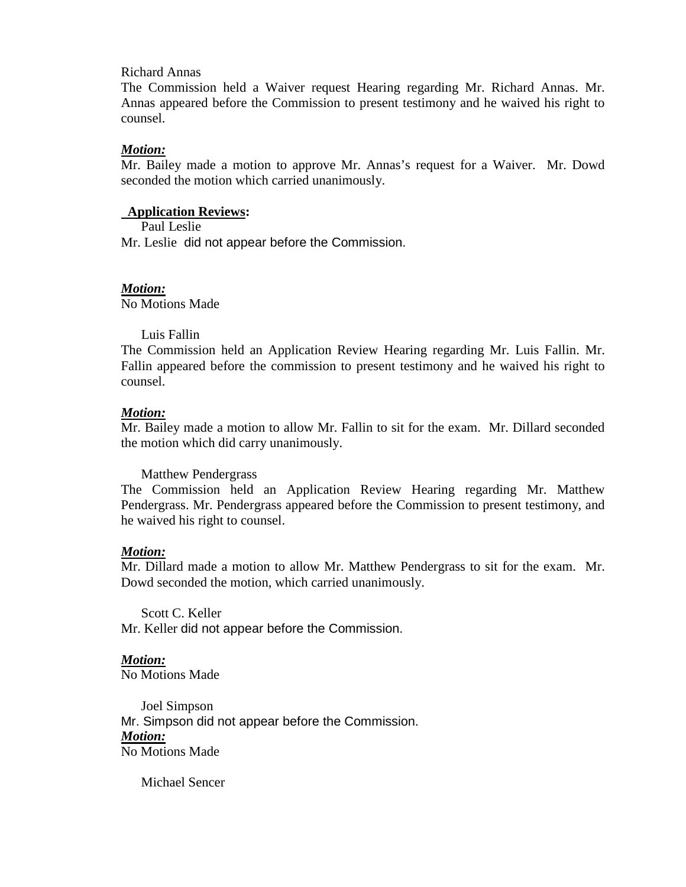Richard Annas

The Commission held a Waiver request Hearing regarding Mr. Richard Annas. Mr. Annas appeared before the Commission to present testimony and he waived his right to counsel.

***Motion:***

Mr. Bailey made a motion to approve Mr. Annas's request for a Waiver. Mr. Dowd seconded the motion which carried unanimously.

**Application Reviews:**

Paul Leslie

Mr. Leslie did not appear before the Commission.

***Motion:***

No Motions Made

Luis Fallin

The Commission held an Application Review Hearing regarding Mr. Luis Fallin. Mr. Fallin appeared before the commission to present testimony and he waived his right to counsel.

***Motion:***

Mr. Bailey made a motion to allow Mr. Fallin to sit for the exam. Mr. Dillard seconded the motion which did carry unanimously.

Matthew Pendergrass

The Commission held an Application Review Hearing regarding Mr. Matthew Pendergrass. Mr. Pendergrass appeared before the Commission to present testimony, and he waived his right to counsel.

***Motion:***

Mr. Dillard made a motion to allow Mr. Matthew Pendergrass to sit for the exam. Mr. Dowd seconded the motion, which carried unanimously.

Scott C. Keller

Mr. Keller did not appear before the Commission.

***Motion:***

No Motions Made

Joel Simpson

Mr. Simpson did not appear before the Commission.

***Motion:***

No Motions Made

Michael Sencer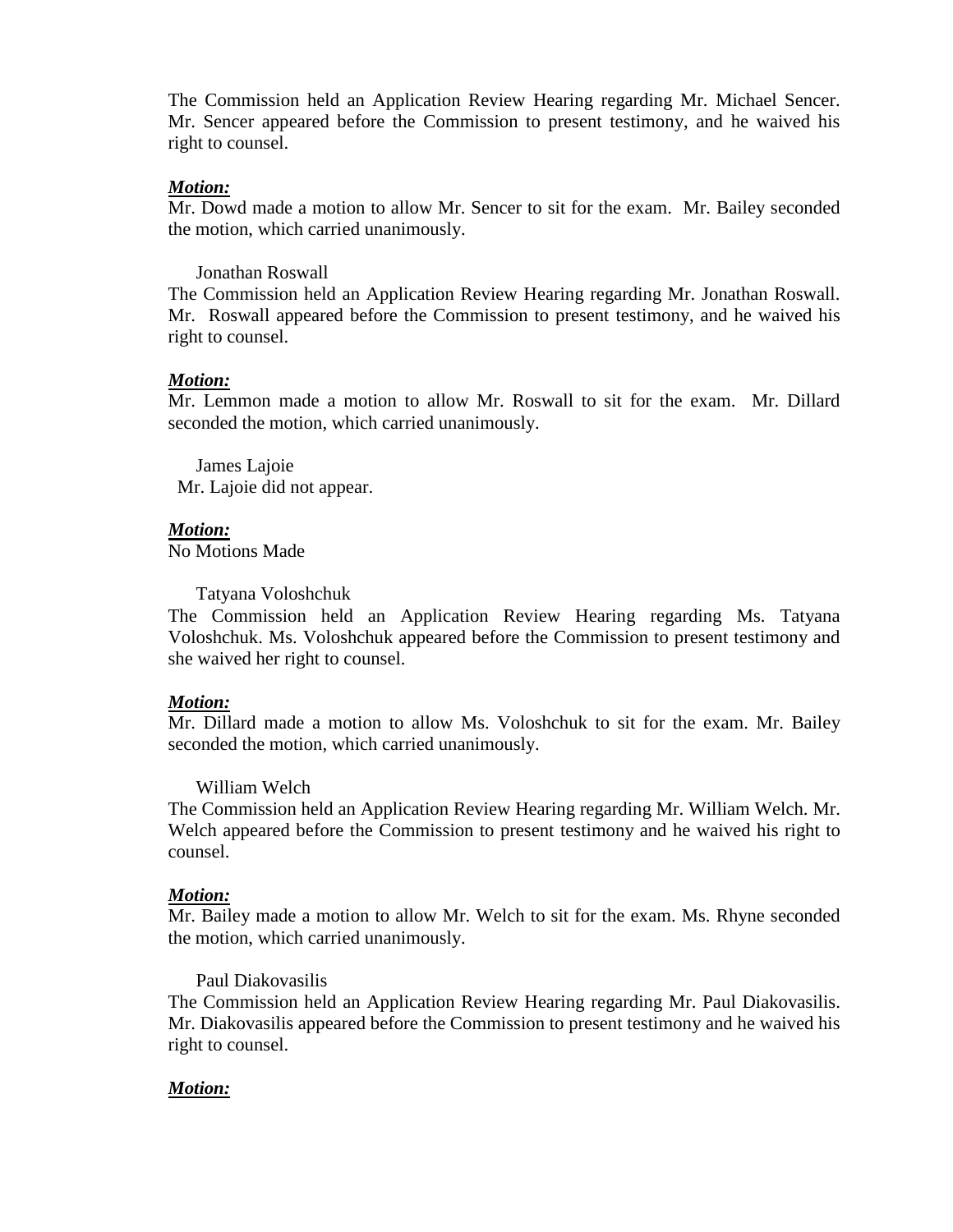The Commission held an Application Review Hearing regarding Mr. Michael Sencer. Mr. Sencer appeared before the Commission to present testimony, and he waived his right to counsel.

***Motion:***
Mr. Dowd made a motion to allow Mr. Sencer to sit for the exam. Mr. Bailey seconded the motion, which carried unanimously.

Jonathan Roswall

The Commission held an Application Review Hearing regarding Mr. Jonathan Roswall. Mr. Roswall appeared before the Commission to present testimony, and he waived his right to counsel.

***Motion:***
Mr. Lemmon made a motion to allow Mr. Roswall to sit for the exam. Mr. Dillard seconded the motion, which carried unanimously.

James Lajoie

Mr. Lajoie did not appear.

***Motion:***
No Motions Made

Tatyana Voloshchuk

The Commission held an Application Review Hearing regarding Ms. Tatyana Voloshchuk. Ms. Voloshchuk appeared before the Commission to present testimony and she waived her right to counsel.

***Motion:***
Mr. Dillard made a motion to allow Ms. Voloshchuk to sit for the exam. Mr. Bailey seconded the motion, which carried unanimously.

William Welch

The Commission held an Application Review Hearing regarding Mr. William Welch. Mr. Welch appeared before the Commission to present testimony and he waived his right to counsel.

***Motion:***
Mr. Bailey made a motion to allow Mr. Welch to sit for the exam. Ms. Rhyne seconded the motion, which carried unanimously.

Paul Diakovasilis

The Commission held an Application Review Hearing regarding Mr. Paul Diakovasilis. Mr. Diakovasilis appeared before the Commission to present testimony and he waived his right to counsel.

***Motion:***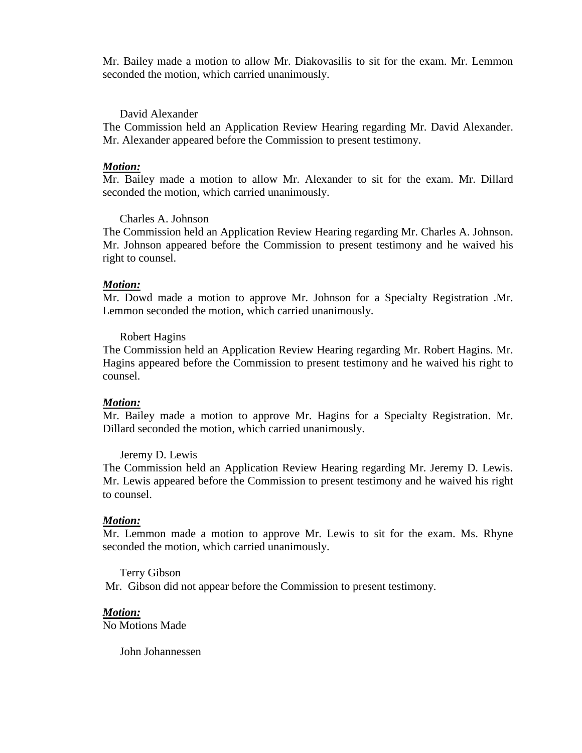Mr. Bailey made a motion to allow Mr. Diakovasilis to sit for the exam. Mr. Lemmon seconded the motion, which carried unanimously.

David Alexander

The Commission held an Application Review Hearing regarding Mr. David Alexander. Mr. Alexander appeared before the Commission to present testimony.

***Motion:***

Mr. Bailey made a motion to allow Mr. Alexander to sit for the exam. Mr. Dillard seconded the motion, which carried unanimously.

Charles A. Johnson

The Commission held an Application Review Hearing regarding Mr. Charles A. Johnson. Mr. Johnson appeared before the Commission to present testimony and he waived his right to counsel.

***Motion:***

Mr. Dowd made a motion to approve Mr. Johnson for a Specialty Registration .Mr. Lemmon seconded the motion, which carried unanimously.

Robert Hagins

The Commission held an Application Review Hearing regarding Mr. Robert Hagins. Mr. Hagins appeared before the Commission to present testimony and he waived his right to counsel.

***Motion:***

Mr. Bailey made a motion to approve Mr. Hagins for a Specialty Registration. Mr. Dillard seconded the motion, which carried unanimously.

Jeremy D. Lewis

The Commission held an Application Review Hearing regarding Mr. Jeremy D. Lewis. Mr. Lewis appeared before the Commission to present testimony and he waived his right to counsel.

***Motion:***

Mr. Lemmon made a motion to approve Mr. Lewis to sit for the exam. Ms. Rhyne seconded the motion, which carried unanimously.

Terry Gibson

Mr. Gibson did not appear before the Commission to present testimony.

***Motion:***

No Motions Made

John Johannessen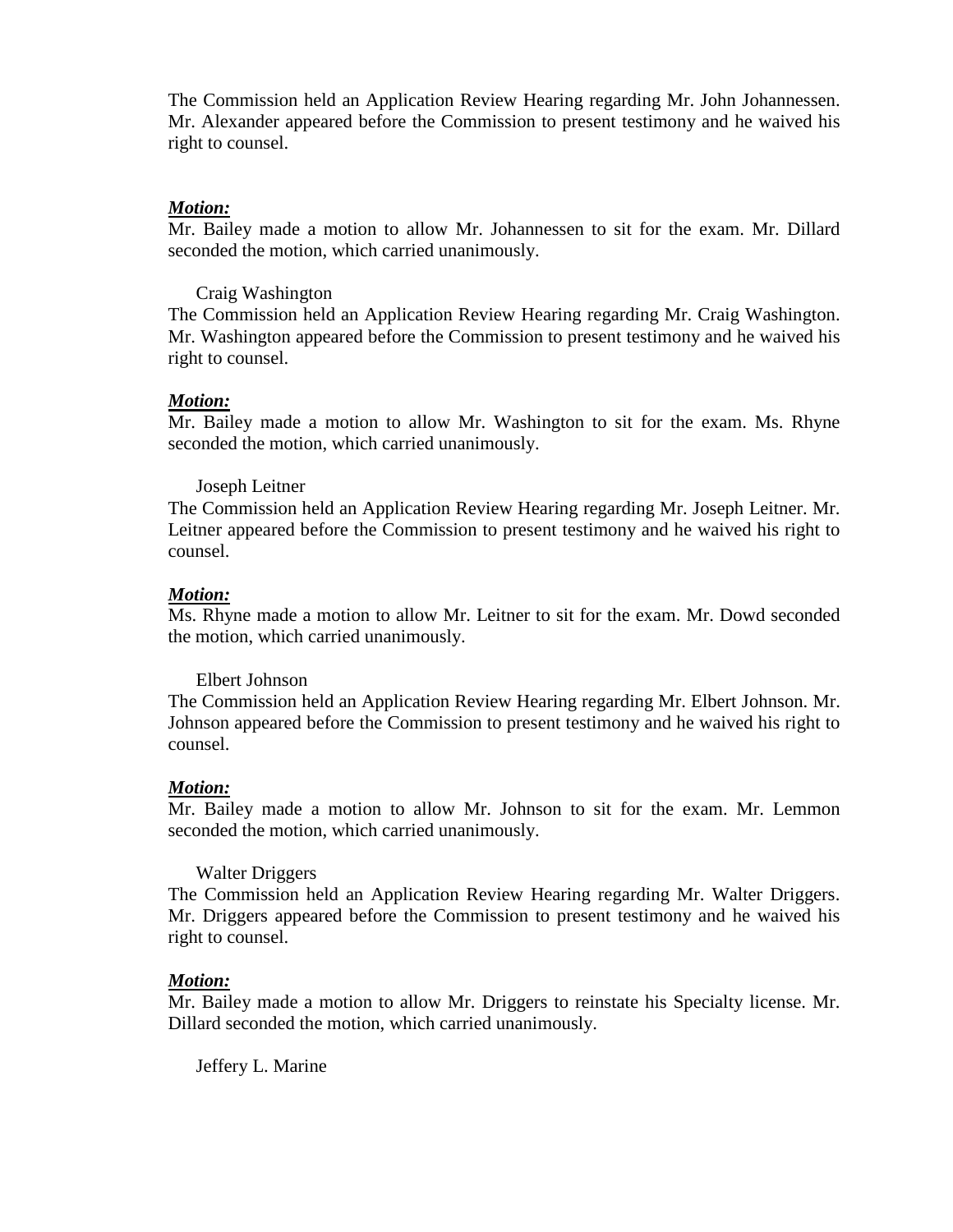The Commission held an Application Review Hearing regarding Mr. John Johannessen. Mr. Alexander appeared before the Commission to present testimony and he waived his right to counsel.

***Motion:***
Mr. Bailey made a motion to allow Mr. Johannessen to sit for the exam. Mr. Dillard seconded the motion, which carried unanimously.

Craig Washington

The Commission held an Application Review Hearing regarding Mr. Craig Washington. Mr. Washington appeared before the Commission to present testimony and he waived his right to counsel.

***Motion:***
Mr. Bailey made a motion to allow Mr. Washington to sit for the exam. Ms. Rhyne seconded the motion, which carried unanimously.

Joseph Leitner

The Commission held an Application Review Hearing regarding Mr. Joseph Leitner. Mr. Leitner appeared before the Commission to present testimony and he waived his right to counsel.

***Motion:***
Ms. Rhyne made a motion to allow Mr. Leitner to sit for the exam. Mr. Dowd seconded the motion, which carried unanimously.

Elbert Johnson

The Commission held an Application Review Hearing regarding Mr. Elbert Johnson. Mr. Johnson appeared before the Commission to present testimony and he waived his right to counsel.

***Motion:***
Mr. Bailey made a motion to allow Mr. Johnson to sit for the exam. Mr. Lemmon seconded the motion, which carried unanimously.

Walter Driggers

The Commission held an Application Review Hearing regarding Mr. Walter Driggers. Mr. Driggers appeared before the Commission to present testimony and he waived his right to counsel.

***Motion:***
Mr. Bailey made a motion to allow Mr. Driggers to reinstate his Specialty license. Mr. Dillard seconded the motion, which carried unanimously.

Jeffery L. Marine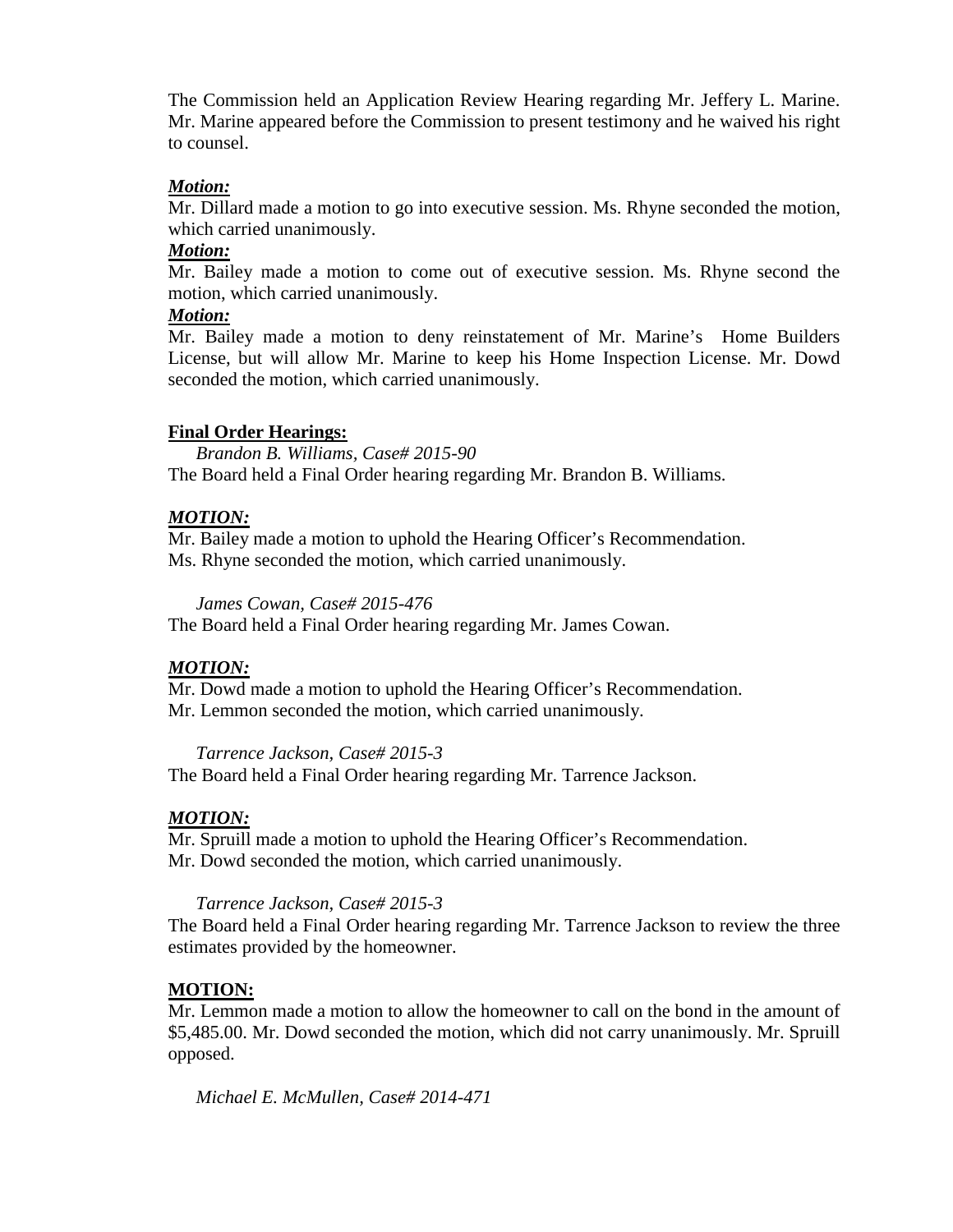The Commission held an Application Review Hearing regarding Mr. Jeffery L. Marine. Mr. Marine appeared before the Commission to present testimony and he waived his right to counsel.

***Motion:***

Mr. Dillard made a motion to go into executive session. Ms. Rhyne seconded the motion, which carried unanimously.

***Motion:***

Mr. Bailey made a motion to come out of executive session. Ms. Rhyne second the motion, which carried unanimously.

***Motion:***

Mr. Bailey made a motion to deny reinstatement of Mr. Marine's Home Builders License, but will allow Mr. Marine to keep his Home Inspection License. Mr. Dowd seconded the motion, which carried unanimously.

**Final Order Hearings:**

*Brandon B. Williams, Case# 2015-90*

The Board held a Final Order hearing regarding Mr. Brandon B. Williams.

***MOTION:***

Mr. Bailey made a motion to uphold the Hearing Officer's Recommendation.
Ms. Rhyne seconded the motion, which carried unanimously.

*James Cowan, Case# 2015-476*

The Board held a Final Order hearing regarding Mr. James Cowan.

***MOTION:***

Mr. Dowd made a motion to uphold the Hearing Officer's Recommendation.
Mr. Lemmon seconded the motion, which carried unanimously.

*Tarrence Jackson, Case# 2015-3*

The Board held a Final Order hearing regarding Mr. Tarrence Jackson.

***MOTION:***

Mr. Spruill made a motion to uphold the Hearing Officer's Recommendation.
Mr. Dowd seconded the motion, which carried unanimously.

*Tarrence Jackson, Case# 2015-3*

The Board held a Final Order hearing regarding Mr. Tarrence Jackson to review the three estimates provided by the homeowner.

**MOTION:**

Mr. Lemmon made a motion to allow the homeowner to call on the bond in the amount of $5,485.00. Mr. Dowd seconded the motion, which did not carry unanimously. Mr. Spruill opposed.

*Michael E. McMullen, Case# 2014-471*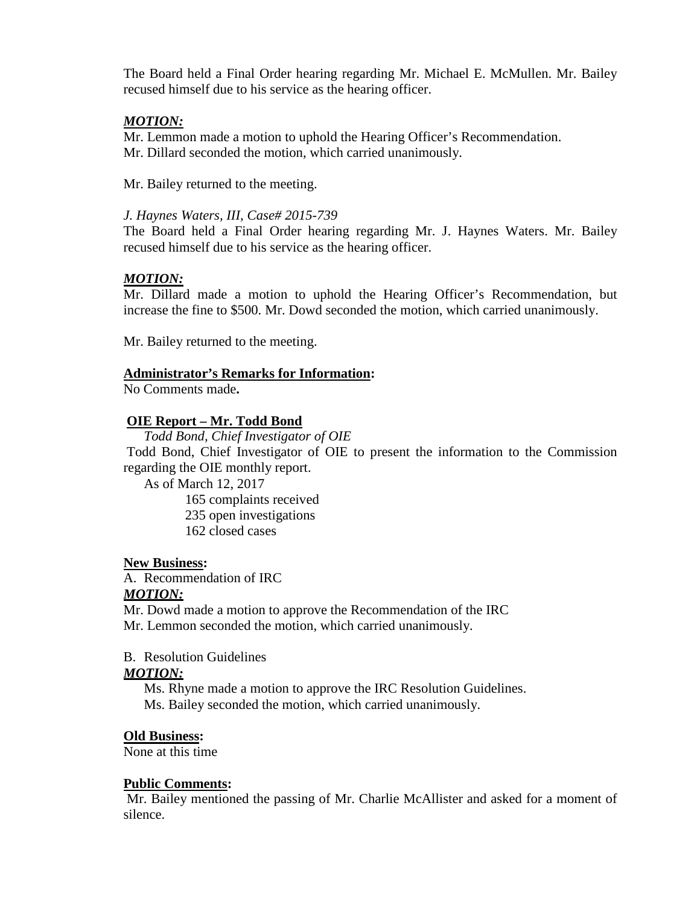The Board held a Final Order hearing regarding Mr. Michael E. McMullen. Mr. Bailey recused himself due to his service as the hearing officer.

***MOTION:***

Mr. Lemmon made a motion to uphold the Hearing Officer's Recommendation.
Mr. Dillard seconded the motion, which carried unanimously.

Mr. Bailey returned to the meeting.

*J. Haynes Waters, III, Case# 2015-739*

The Board held a Final Order hearing regarding Mr. J. Haynes Waters. Mr. Bailey recused himself due to his service as the hearing officer.

***MOTION:***

Mr. Dillard made a motion to uphold the Hearing Officer's Recommendation, but increase the fine to $500. Mr. Dowd seconded the motion, which carried unanimously.

Mr. Bailey returned to the meeting.

**Administrator's Remarks for Information:**

No Comments made**.**

**OIE Report – Mr. Todd Bond**

*Todd Bond, Chief Investigator of OIE*

Todd Bond, Chief Investigator of OIE to present the information to the Commission regarding the OIE monthly report.

As of March 12, 2017

- 165 complaints received
- 235 open investigations
- 162 closed cases

**New Business:**

A. Recommendation of IRC

***MOTION:***

Mr. Dowd made a motion to approve the Recommendation of the IRC
Mr. Lemmon seconded the motion, which carried unanimously.

B. Resolution Guidelines

***MOTION:***

Ms. Rhyne made a motion to approve the IRC Resolution Guidelines.
Ms. Bailey seconded the motion, which carried unanimously.

**Old Business:**

None at this time

**Public Comments:**

Mr. Bailey mentioned the passing of Mr. Charlie McAllister and asked for a moment of silence.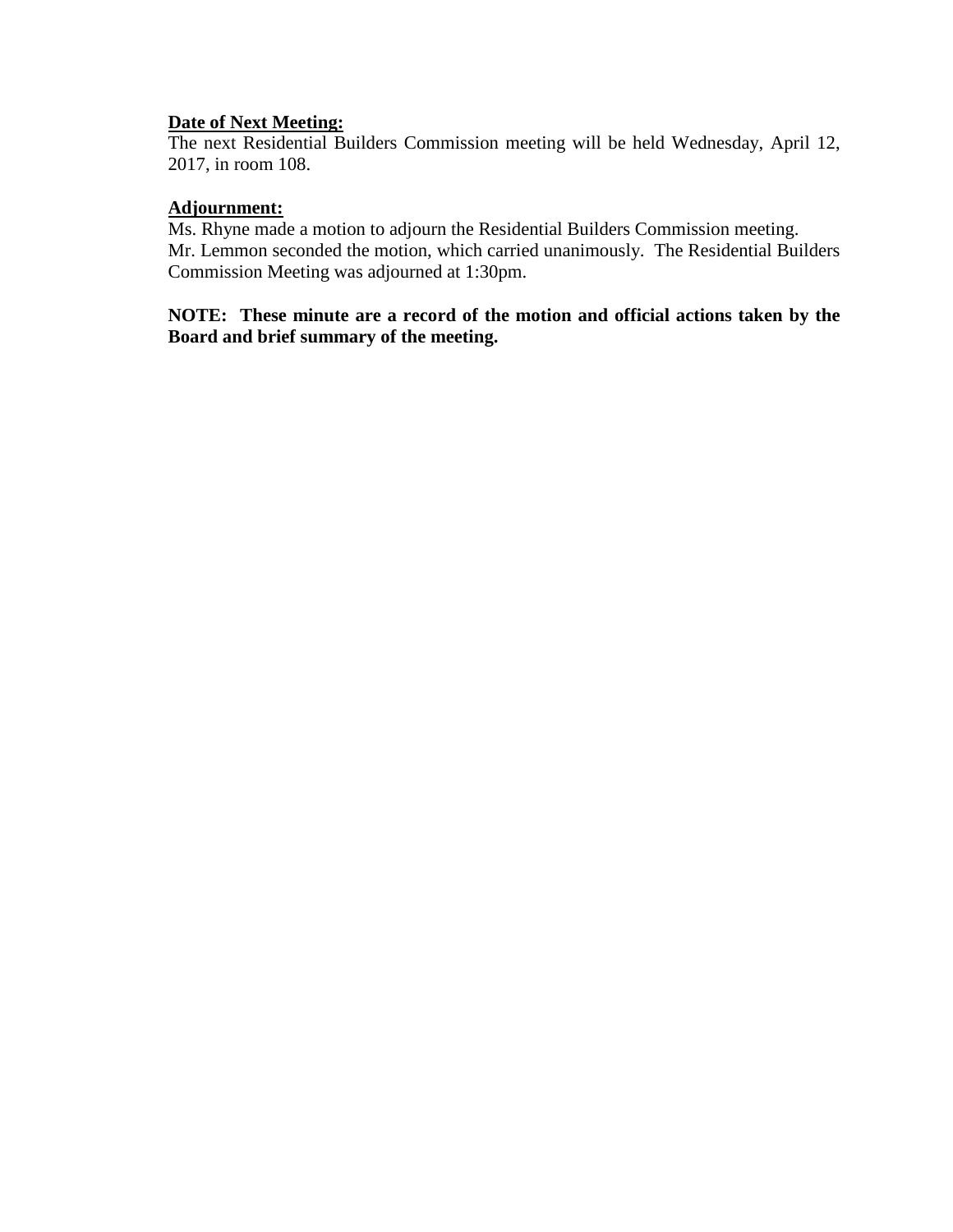**Date of Next Meeting:**

The next Residential Builders Commission meeting will be held Wednesday, April 12, 2017, in room 108.

**Adjournment:**

Ms. Rhyne made a motion to adjourn the Residential Builders Commission meeting.
Mr. Lemmon seconded the motion, which carried unanimously. The Residential Builders Commission Meeting was adjourned at 1:30pm.

**NOTE: These minute are a record of the motion and official actions taken by the Board and brief summary of the meeting.**